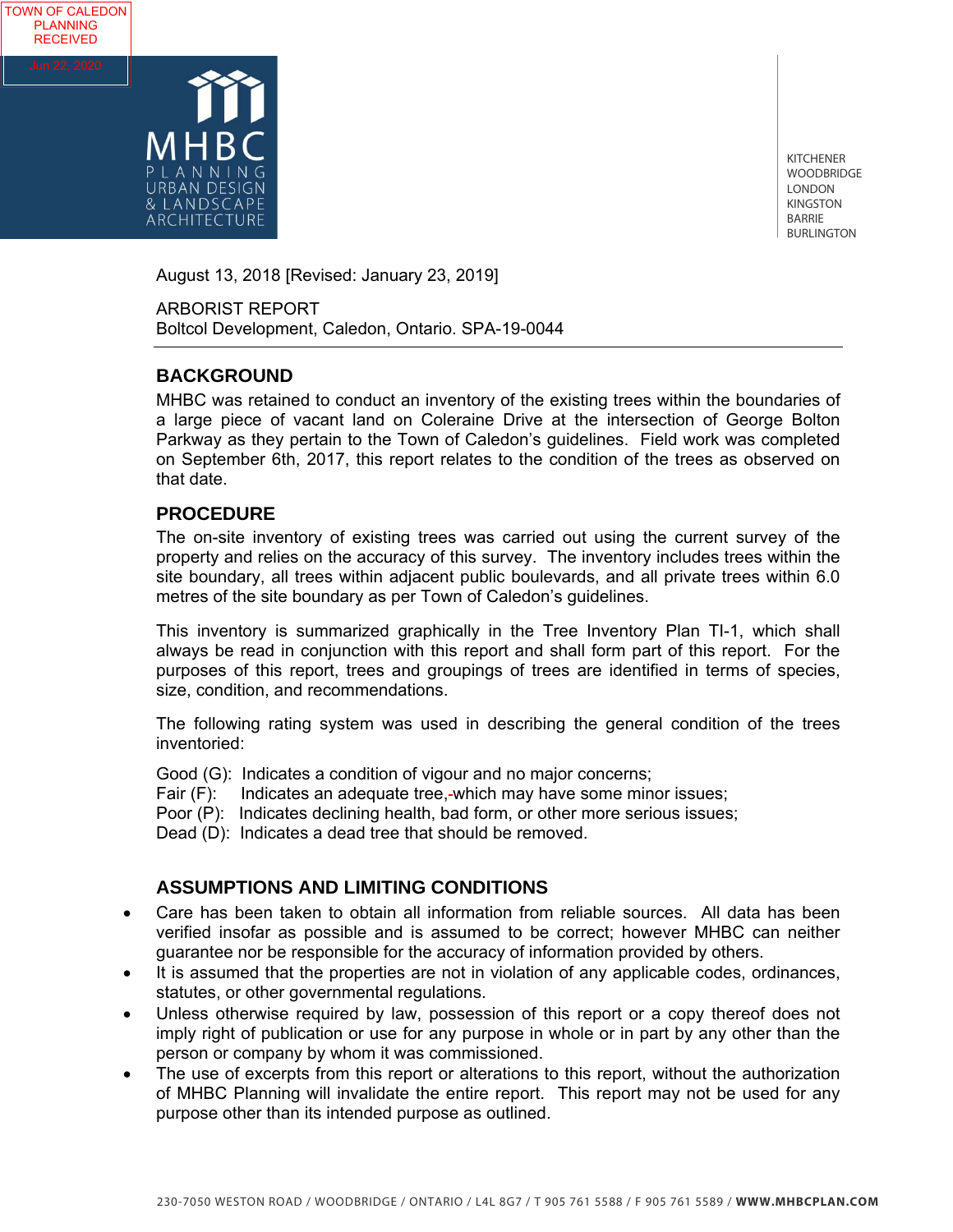TOWN OF CALEDON PLANNING RECEIVED

Jun 22, 2020

MHBC PLANNING URBAN DESIGN & LANDSCAPE ARCHITECTURE

KITCHENER
WOODBRIDGE
LONDON
KINGSTON
BARRIE
BURLINGTON

August 13, 2018 [Revised: January 23, 2019]

ARBORIST REPORT
Boltcol Development, Caledon, Ontario. SPA-19-0044

## BACKGROUND

MHBC was retained to conduct an inventory of the existing trees within the boundaries of a large piece of vacant land on Coleraine Drive at the intersection of George Bolton Parkway as they pertain to the Town of Caledon's guidelines. Field work was completed on September 6th, 2017, this report relates to the condition of the trees as observed on that date.

## PROCEDURE

The on-site inventory of existing trees was carried out using the current survey of the property and relies on the accuracy of this survey. The inventory includes trees within the site boundary, all trees within adjacent public boulevards, and all private trees within 6.0 metres of the site boundary as per Town of Caledon's guidelines.

This inventory is summarized graphically in the Tree Inventory Plan TI-1, which shall always be read in conjunction with this report and shall form part of this report. For the purposes of this report, trees and groupings of trees are identified in terms of species, size, condition, and recommendations.

The following rating system was used in describing the general condition of the trees inventoried:

Good (G): Indicates a condition of vigour and no major concerns;
Fair (F): Indicates an adequate tree, which may have some minor issues;
Poor (P): Indicates declining health, bad form, or other more serious issues;
Dead (D): Indicates a dead tree that should be removed.

## ASSUMPTIONS AND LIMITING CONDITIONS

- Care has been taken to obtain all information from reliable sources. All data has been verified insofar as possible and is assumed to be correct; however MHBC can neither guarantee nor be responsible for the accuracy of information provided by others.
- It is assumed that the properties are not in violation of any applicable codes, ordinances, statutes, or other governmental regulations.
- Unless otherwise required by law, possession of this report or a copy thereof does not imply right of publication or use for any purpose in whole or in part by any other than the person or company by whom it was commissioned.
- The use of excerpts from this report or alterations to this report, without the authorization of MHBC Planning will invalidate the entire report. This report may not be used for any purpose other than its intended purpose as outlined.

230-7050 WESTON ROAD / WOODBRIDGE / ONTARIO / L4L 8G7 / T 905 761 5588 / F 905 761 5589 / **WWW.MHBCPLAN.COM**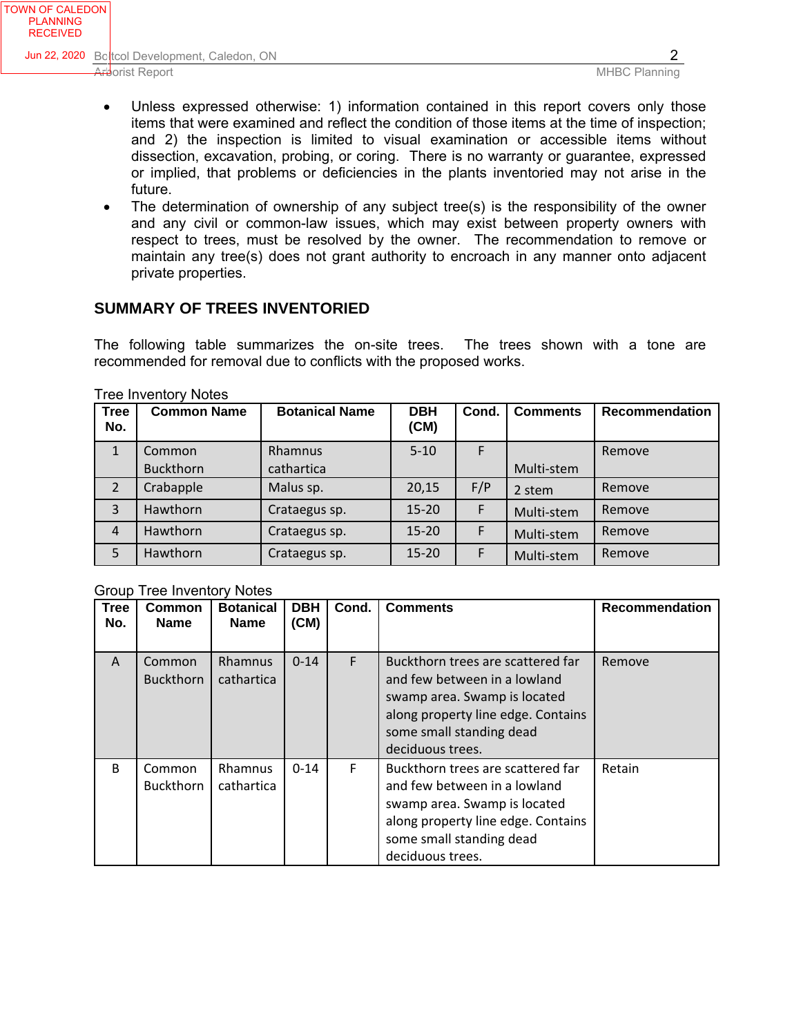- Unless expressed otherwise: 1) information contained in this report covers only those items that were examined and reflect the condition of those items at the time of inspection; and 2) the inspection is limited to visual examination or accessible items without dissection, excavation, probing, or coring. There is no warranty or guarantee, expressed or implied, that problems or deficiencies in the plants inventoried may not arise in the future.
- The determination of ownership of any subject tree(s) is the responsibility of the owner and any civil or common-law issues, which may exist between property owners with respect to trees, must be resolved by the owner. The recommendation to remove or maintain any tree(s) does not grant authority to encroach in any manner onto adjacent private properties.

## SUMMARY OF TREES INVENTORIED

The following table summarizes the on-site trees. The trees shown with a tone are recommended for removal due to conflicts with the proposed works.

Tree Inventory Notes

| Tree No. | Common Name | Botanical Name | DBH (CM) | Cond. | Comments | Recommendation |
|---|---|---|---|---|---|---|
| 1 | Common Buckthorn | Rhamnus cathartica | 5-10 | F | Multi-stem | Remove |
| 2 | Crabapple | Malus sp. | 20,15 | F/P | 2 stem | Remove |
| 3 | Hawthorn | Crataegus sp. | 15-20 | F | Multi-stem | Remove |
| 4 | Hawthorn | Crataegus sp. | 15-20 | F | Multi-stem | Remove |
| 5 | Hawthorn | Crataegus sp. | 15-20 | F | Multi-stem | Remove |

Group Tree Inventory Notes

| Tree No. | Common Name | Botanical Name | DBH (CM) | Cond. | Comments | Recommendation |
|---|---|---|---|---|---|---|
| A | Common Buckthorn | Rhamnus cathartica | 0-14 | F | Buckthorn trees are scattered far and few between in a lowland swamp area. Swamp is located along property line edge. Contains some small standing dead deciduous trees. | Remove |
| B | Common Buckthorn | Rhamnus cathartica | 0-14 | F | Buckthorn trees are scattered far and few between in a lowland swamp area. Swamp is located along property line edge. Contains some small standing dead deciduous trees. | Retain |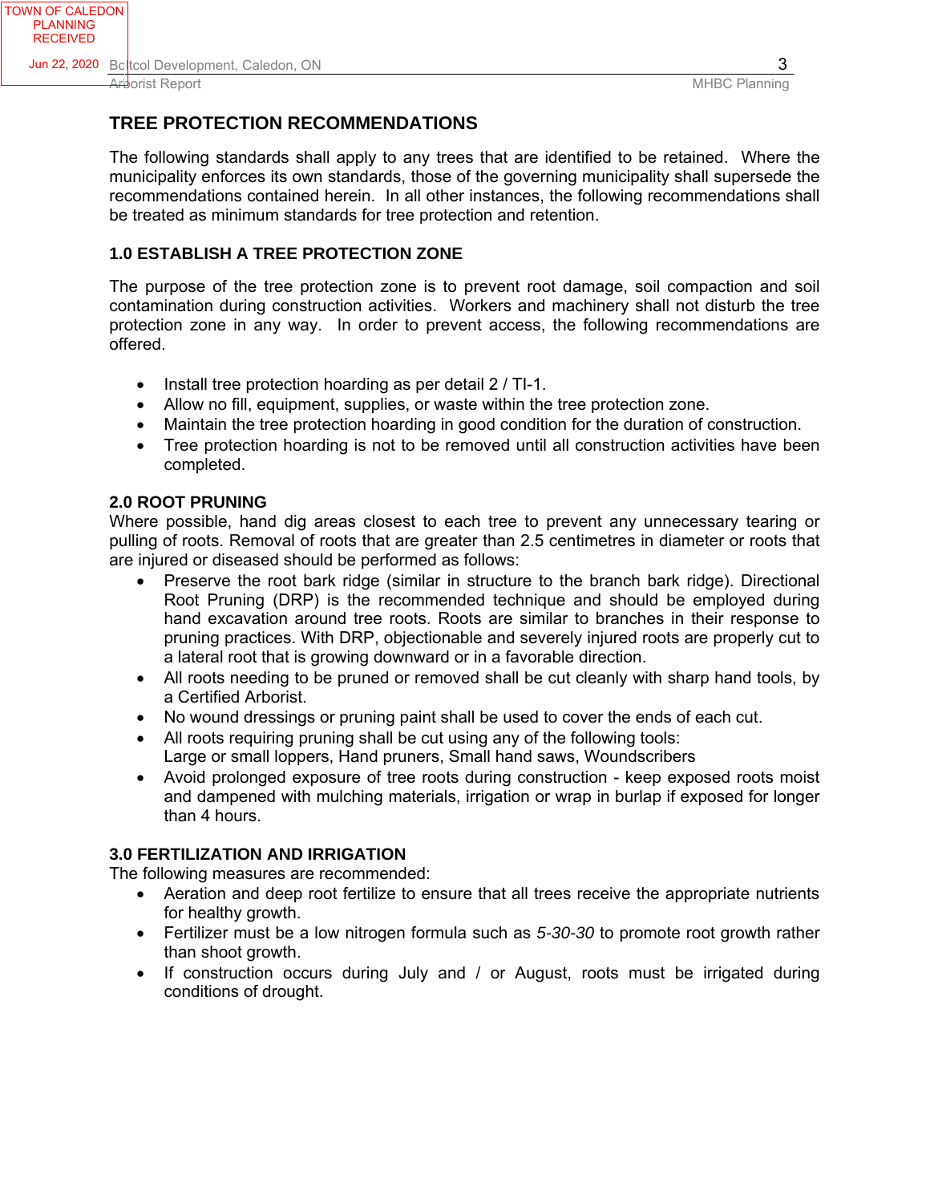## TREE PROTECTION RECOMMENDATIONS

The following standards shall apply to any trees that are identified to be retained. Where the municipality enforces its own standards, those of the governing municipality shall supersede the recommendations contained herein. In all other instances, the following recommendations shall be treated as minimum standards for tree protection and retention.

### 1.0 ESTABLISH A TREE PROTECTION ZONE

The purpose of the tree protection zone is to prevent root damage, soil compaction and soil contamination during construction activities. Workers and machinery shall not disturb the tree protection zone in any way. In order to prevent access, the following recommendations are offered.

- Install tree protection hoarding as per detail 2 / TI-1.
- Allow no fill, equipment, supplies, or waste within the tree protection zone.
- Maintain the tree protection hoarding in good condition for the duration of construction.
- Tree protection hoarding is not to be removed until all construction activities have been completed.

### 2.0 ROOT PRUNING

Where possible, hand dig areas closest to each tree to prevent any unnecessary tearing or pulling of roots. Removal of roots that are greater than 2.5 centimetres in diameter or roots that are injured or diseased should be performed as follows:

- Preserve the root bark ridge (similar in structure to the branch bark ridge). Directional Root Pruning (DRP) is the recommended technique and should be employed during hand excavation around tree roots. Roots are similar to branches in their response to pruning practices. With DRP, objectionable and severely injured roots are properly cut to a lateral root that is growing downward or in a favorable direction.
- All roots needing to be pruned or removed shall be cut cleanly with sharp hand tools, by a Certified Arborist.
- No wound dressings or pruning paint shall be used to cover the ends of each cut.
- All roots requiring pruning shall be cut using any of the following tools: Large or small loppers, Hand pruners, Small hand saws, Woundscribers
- Avoid prolonged exposure of tree roots during construction - keep exposed roots moist and dampened with mulching materials, irrigation or wrap in burlap if exposed for longer than 4 hours.

### 3.0 FERTILIZATION AND IRRIGATION

The following measures are recommended:

- Aeration and deep root fertilize to ensure that all trees receive the appropriate nutrients for healthy growth.
- Fertilizer must be a low nitrogen formula such as *5-30-30* to promote root growth rather than shoot growth.
- If construction occurs during July and / or August, roots must be irrigated during conditions of drought.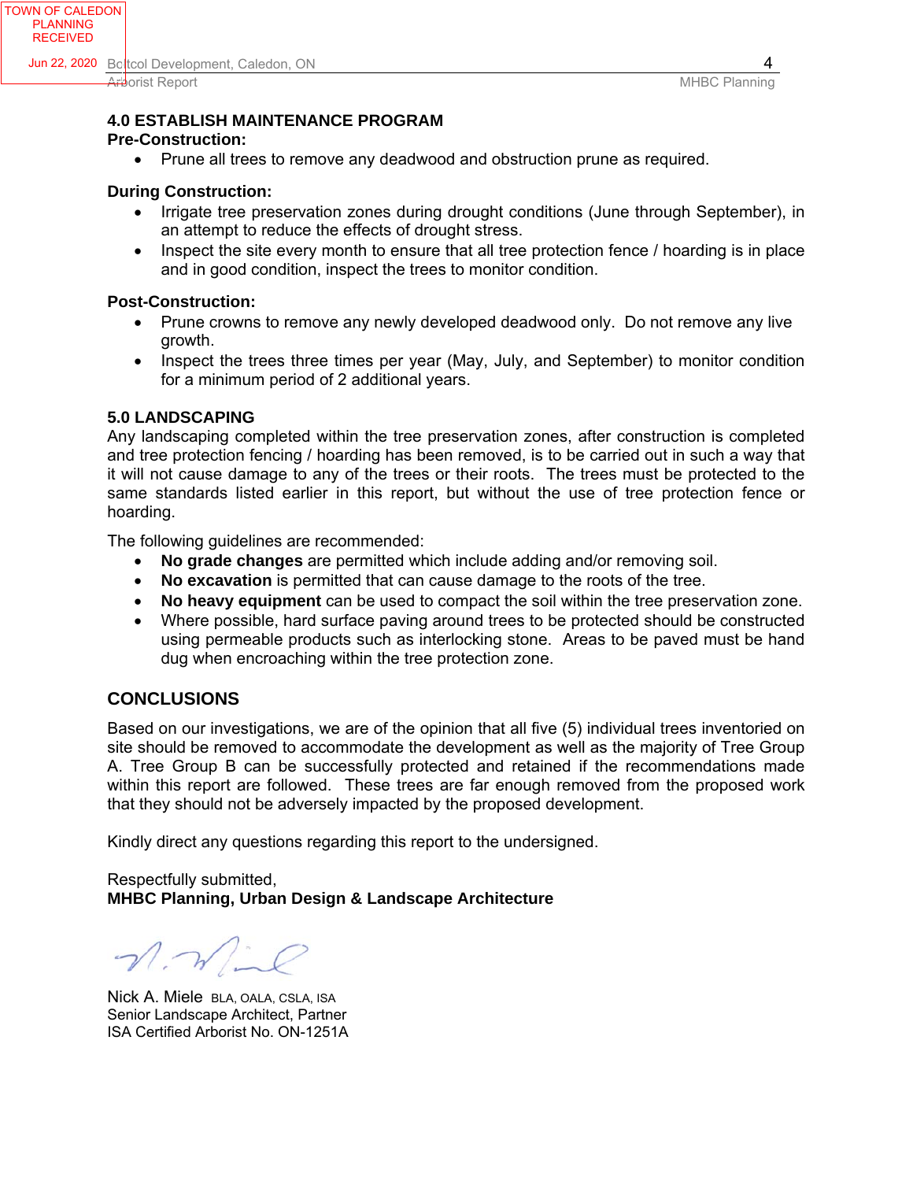### 4.0 ESTABLISH MAINTENANCE PROGRAM

**Pre-Construction:**

- Prune all trees to remove any deadwood and obstruction prune as required.

**During Construction:**

- Irrigate tree preservation zones during drought conditions (June through September), in an attempt to reduce the effects of drought stress.
- Inspect the site every month to ensure that all tree protection fence / hoarding is in place and in good condition, inspect the trees to monitor condition.

**Post-Construction:**

- Prune crowns to remove any newly developed deadwood only. Do not remove any live growth.
- Inspect the trees three times per year (May, July, and September) to monitor condition for a minimum period of 2 additional years.

### 5.0 LANDSCAPING

Any landscaping completed within the tree preservation zones, after construction is completed and tree protection fencing / hoarding has been removed, is to be carried out in such a way that it will not cause damage to any of the trees or their roots. The trees must be protected to the same standards listed earlier in this report, but without the use of tree protection fence or hoarding.

The following guidelines are recommended:

- **No grade changes** are permitted which include adding and/or removing soil.
- **No excavation** is permitted that can cause damage to the roots of the tree.
- **No heavy equipment** can be used to compact the soil within the tree preservation zone.
- Where possible, hard surface paving around trees to be protected should be constructed using permeable products such as interlocking stone. Areas to be paved must be hand dug when encroaching within the tree protection zone.

## CONCLUSIONS

Based on our investigations, we are of the opinion that all five (5) individual trees inventoried on site should be removed to accommodate the development as well as the majority of Tree Group A. Tree Group B can be successfully protected and retained if the recommendations made within this report are followed. These trees are far enough removed from the proposed work that they should not be adversely impacted by the proposed development.

Kindly direct any questions regarding this report to the undersigned.

Respectfully submitted,
**MHBC Planning, Urban Design & Landscape Architecture**

Nick A. Miele BLA, OALA, CSLA, ISA
Senior Landscape Architect, Partner
ISA Certified Arborist No. ON-1251A